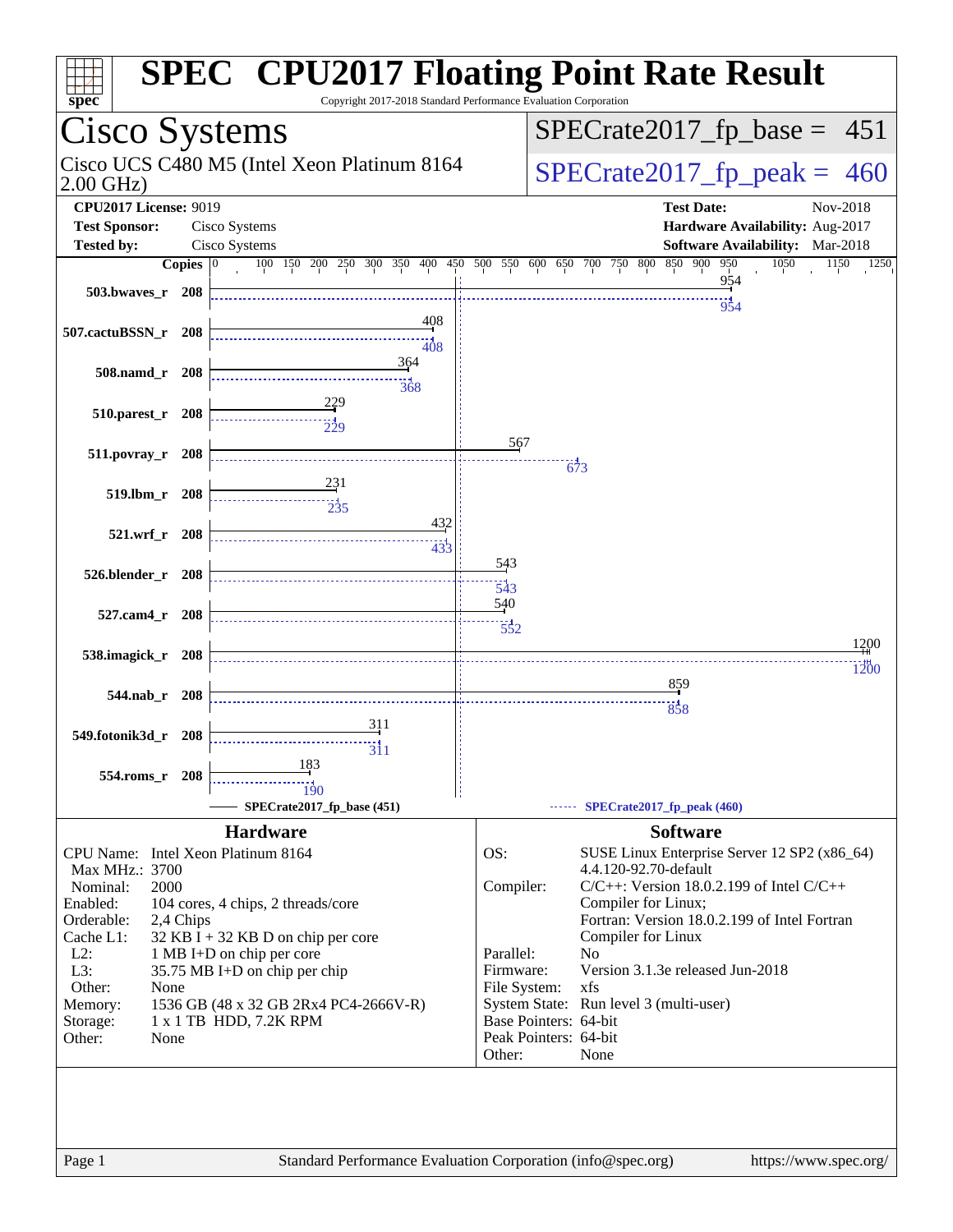# SPEC CPU2017 Floating Point Rate Result

Copyright 2017-2018 Standard Performance Evaluation Corporation

## Cisco Systems

Cisco UCS C480 M5 (Intel Xeon Platinum 8164 2.00 GHz)

SPECrate2017_fp_base = 451

SPECrate2017_fp_peak = 460

**CPU2017 License:** 9019
**Test Sponsor:** Cisco Systems
**Tested by:** Cisco Systems

**Test Date:** Nov-2018
**Hardware Availability:** Aug-2017
**Software Availability:** Mar-2018

| Benchmark | Copies | Base | Peak |
|---|---|---|---|
| 503.bwaves_r | 208 | 954 | 954 |
| 507.cactuBSSN_r | 208 | 408 | 408 |
| 508.namd_r | 208 | 364 | 368 |
| 510.parest_r | 208 | 229 | 229 |
| 511.povray_r | 208 | 567 | 673 |
| 519.lbm_r | 208 | 231 | 235 |
| 521.wrf_r | 208 | 432 | 433 |
| 526.blender_r | 208 | 543 | 543 |
| 527.cam4_r | 208 | 540 | 552 |
| 538.imagick_r | 208 | 1200 | 1200 |
| 544.nab_r | 208 | 859 | 858 |
| 549.fotonik3d_r | 208 | 311 | 311 |
| 554.roms_r | 208 | 183 | 190 |

SPECrate2017_fp_base (451) — SPECrate2017_fp_peak (460)

### Hardware

| | |
|---|---|
| CPU Name: | Intel Xeon Platinum 8164 |
| Max MHz.: | 3700 |
| Nominal: | 2000 |
| Enabled: | 104 cores, 4 chips, 2 threads/core |
| Orderable: | 2,4 Chips |
| Cache L1: | 32 KB I + 32 KB D on chip per core |
| L2: | 1 MB I+D on chip per core |
| L3: | 35.75 MB I+D on chip per chip |
| Other: | None |
| Memory: | 1536 GB (48 x 32 GB 2Rx4 PC4-2666V-R) |
| Storage: | 1 x 1 TB HDD, 7.2K RPM |
| Other: | None |

### Software

| | |
|---|---|
| OS: | SUSE Linux Enterprise Server 12 SP2 (x86_64) 4.4.120-92.70-default |
| Compiler: | C/C++: Version 18.0.2.199 of Intel C/C++ Compiler for Linux; Fortran: Version 18.0.2.199 of Intel Fortran Compiler for Linux |
| Parallel: | No |
| Firmware: | Version 3.1.3e released Jun-2018 |
| File System: | xfs |
| System State: | Run level 3 (multi-user) |
| Base Pointers: | 64-bit |
| Peak Pointers: | 64-bit |
| Other: | None |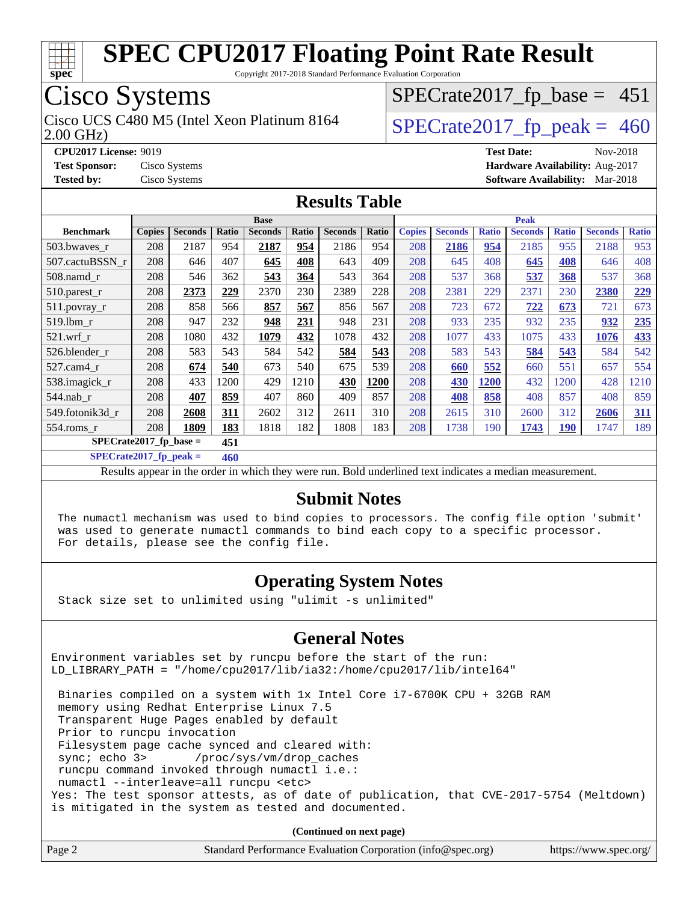# SPEC CPU2017 Floating Point Rate Result

Copyright 2017-2018 Standard Performance Evaluation Corporation

## Cisco Systems

Cisco UCS C480 M5 (Intel Xeon Platinum 8164 2.00 GHz)

SPECrate2017_fp_base = 451

SPECrate2017_fp_peak = 460

**CPU2017 License:** 9019
**Test Sponsor:** Cisco Systems
**Tested by:** Cisco Systems

**Test Date:** Nov-2018
**Hardware Availability:** Aug-2017
**Software Availability:** Mar-2018

## Results Table

| | Base | | | | | | | Peak | | | | | | |
|---|---|---|---|---|---|---|---|---|---|---|---|---|---|---|
| **Benchmark** | **Copies** | **Seconds** | **Ratio** | **Seconds** | **Ratio** | **Seconds** | **Ratio** | **Copies** | **Seconds** | **Ratio** | **Seconds** | **Ratio** | **Seconds** | **Ratio** |
| 503.bwaves_r | 208 | 2187 | 954 | **2187** | **954** | 2186 | 954 | 208 | **2186** | **954** | 2185 | 955 | 2188 | 953 |
| 507.cactuBSSN_r | 208 | 646 | 407 | **645** | **408** | 643 | 409 | 208 | 645 | 408 | **645** | **408** | 646 | 408 |
| 508.namd_r | 208 | 546 | 362 | **543** | **364** | 543 | 364 | 208 | 537 | 368 | **537** | **368** | 537 | 368 |
| 510.parest_r | 208 | **2373** | **229** | 2370 | 230 | 2389 | 228 | 208 | 2381 | 229 | 2371 | 230 | **2380** | **229** |
| 511.povray_r | 208 | 858 | 566 | **857** | **567** | 856 | 567 | 208 | 723 | 672 | **722** | **673** | 721 | 673 |
| 519.lbm_r | 208 | 947 | 232 | **948** | **231** | 948 | 231 | 208 | 933 | 235 | 932 | 235 | **932** | **235** |
| 521.wrf_r | 208 | 1080 | 432 | **1079** | **432** | 1078 | 432 | 208 | 1077 | 433 | 1075 | 433 | **1076** | **433** |
| 526.blender_r | 208 | 583 | 543 | 584 | 542 | **584** | **543** | 208 | 583 | 543 | **584** | **543** | 584 | 542 |
| 527.cam4_r | 208 | **674** | **540** | 673 | 540 | 675 | 539 | 208 | **660** | **552** | 660 | 551 | 657 | 554 |
| 538.imagick_r | 208 | 433 | 1200 | 429 | 1210 | **430** | **1200** | 208 | **430** | **1200** | 432 | 1200 | 428 | 1210 |
| 544.nab_r | 208 | **407** | **859** | 407 | 860 | 409 | 857 | 208 | **408** | **858** | 408 | 857 | 408 | 859 |
| 549.fotonik3d_r | 208 | **2608** | **311** | 2602 | 312 | 2611 | 310 | 208 | 2615 | 310 | 2600 | 312 | **2606** | **311** |
| 554.roms_r | 208 | **1809** | **183** | 1818 | 182 | 1808 | 183 | 208 | 1738 | 190 | **1743** | **190** | 1747 | 189 |

**SPECrate2017_fp_base = 451**

**SPECrate2017_fp_peak = 460**

Results appear in the order in which they were run. Bold underlined text indicates a median measurement.

## Submit Notes

```
The numactl mechanism was used to bind copies to processors. The config file option 'submit'
was used to generate numactl commands to bind each copy to a specific processor.
For details, please see the config file.
```

## Operating System Notes

```
Stack size set to unlimited using "ulimit -s unlimited"
```

## General Notes

```
Environment variables set by runcpu before the start of the run:
LD_LIBRARY_PATH = "/home/cpu2017/lib/ia32:/home/cpu2017/lib/intel64"

 Binaries compiled on a system with 1x Intel Core i7-6700K CPU + 32GB RAM
 memory using Redhat Enterprise Linux 7.5
 Transparent Huge Pages enabled by default
 Prior to runcpu invocation
 Filesystem page cache synced and cleared with:
 sync; echo 3>       /proc/sys/vm/drop_caches
 runcpu command invoked through numactl i.e.:
 numactl --interleave=all runcpu <etc>
Yes: The test sponsor attests, as of date of publication, that CVE-2017-5754 (Meltdown)
is mitigated in the system as tested and documented.
```

(Continued on next page)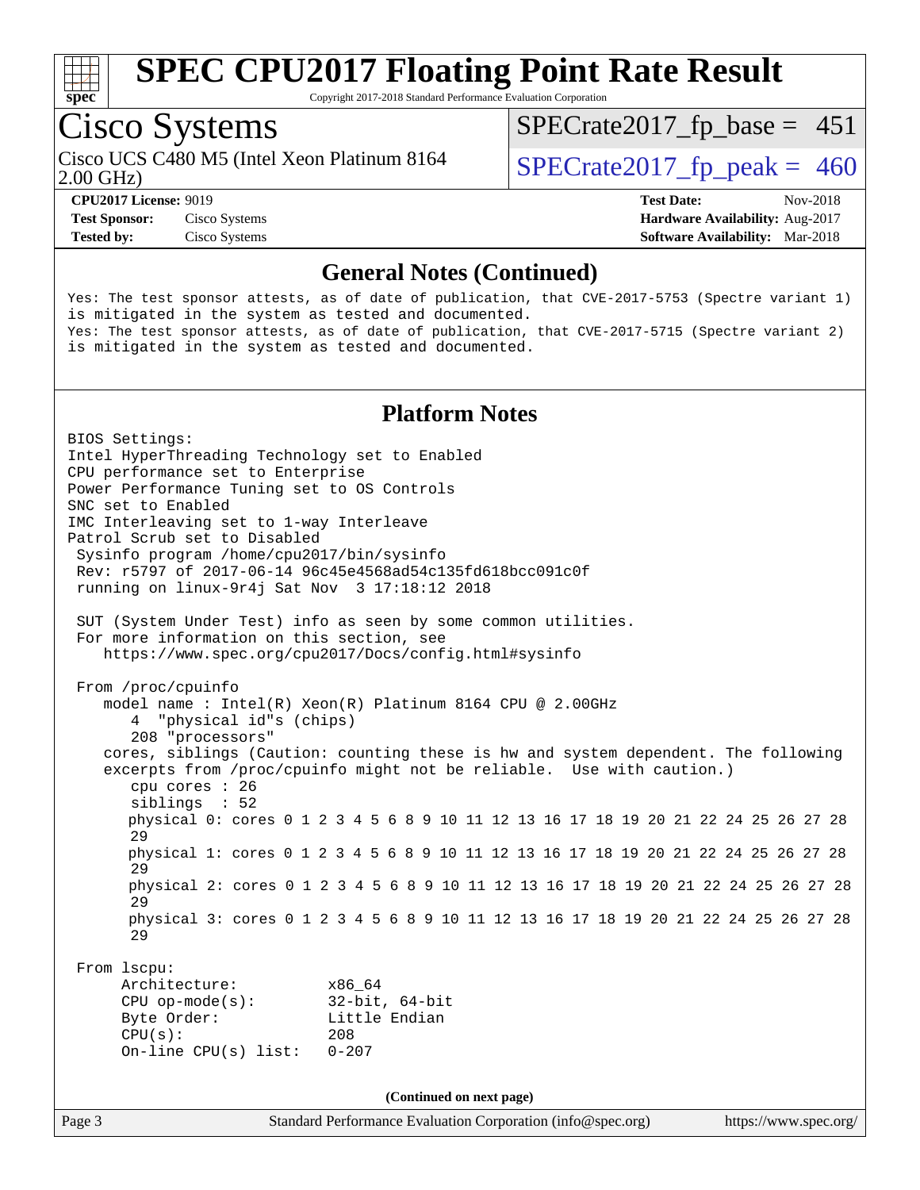# SPEC CPU2017 Floating Point Rate Result

Copyright 2017-2018 Standard Performance Evaluation Corporation

## Cisco Systems

Cisco UCS C480 M5 (Intel Xeon Platinum 8164 2.00 GHz)

SPECrate2017_fp_base = 451

SPECrate2017_fp_peak = 460

**CPU2017 License:** 9019
**Test Sponsor:** Cisco Systems
**Tested by:** Cisco Systems

**Test Date:** Nov-2018
**Hardware Availability:** Aug-2017
**Software Availability:** Mar-2018

### General Notes (Continued)

```
Yes: The test sponsor attests, as of date of publication, that CVE-2017-5753 (Spectre variant 1)
is mitigated in the system as tested and documented.
Yes: The test sponsor attests, as of date of publication, that CVE-2017-5715 (Spectre variant 2)
is mitigated in the system as tested and documented.
```

### Platform Notes

```
BIOS Settings:
Intel HyperThreading Technology set to Enabled
CPU performance set to Enterprise
Power Performance Tuning set to OS Controls
SNC set to Enabled
IMC Interleaving set to 1-way Interleave
Patrol Scrub set to Disabled
 Sysinfo program /home/cpu2017/bin/sysinfo
 Rev: r5797 of 2017-06-14 96c45e4568ad54c135fd618bcc091c0f
 running on linux-9r4j Sat Nov  3 17:18:12 2018

 SUT (System Under Test) info as seen by some common utilities.
 For more information on this section, see
    https://www.spec.org/cpu2017/Docs/config.html#sysinfo

 From /proc/cpuinfo
    model name : Intel(R) Xeon(R) Platinum 8164 CPU @ 2.00GHz
       4  "physical id"s (chips)
       208 "processors"
    cores, siblings (Caution: counting these is hw and system dependent. The following
    excerpts from /proc/cpuinfo might not be reliable.  Use with caution.)
       cpu cores : 26
       siblings  : 52
       physical 0: cores 0 1 2 3 4 5 6 8 9 10 11 12 13 16 17 18 19 20 21 22 24 25 26 27 28
       29
       physical 1: cores 0 1 2 3 4 5 6 8 9 10 11 12 13 16 17 18 19 20 21 22 24 25 26 27 28
       29
       physical 2: cores 0 1 2 3 4 5 6 8 9 10 11 12 13 16 17 18 19 20 21 22 24 25 26 27 28
       29
       physical 3: cores 0 1 2 3 4 5 6 8 9 10 11 12 13 16 17 18 19 20 21 22 24 25 26 27 28
       29

 From lscpu:
      Architecture:          x86_64
      CPU op-mode(s):        32-bit, 64-bit
      Byte Order:            Little Endian
      CPU(s):                208
      On-line CPU(s) list:   0-207
```

(Continued on next page)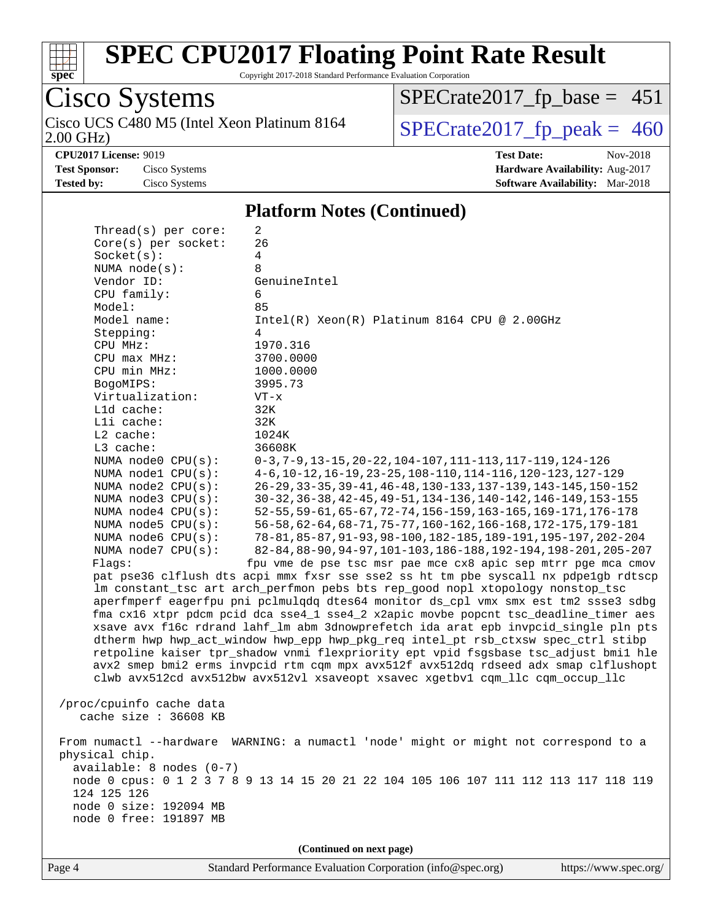# SPEC CPU2017 Floating Point Rate Result

Copyright 2017-2018 Standard Performance Evaluation Corporation

**Cisco Systems**

Cisco UCS C480 M5 (Intel Xeon Platinum 8164 2.00 GHz)

SPECrate2017_fp_base = 451

SPECrate2017_fp_peak = 460

**CPU2017 License:** 9019
**Test Sponsor:** Cisco Systems
**Tested by:** Cisco Systems

**Test Date:** Nov-2018
**Hardware Availability:** Aug-2017
**Software Availability:** Mar-2018

## Platform Notes (Continued)

```
     Thread(s) per core:    2
     Core(s) per socket:    26
     Socket(s):             4
     NUMA node(s):          8
     Vendor ID:             GenuineIntel
     CPU family:            6
     Model:                 85
     Model name:            Intel(R) Xeon(R) Platinum 8164 CPU @ 2.00GHz
     Stepping:              4
     CPU MHz:               1970.316
     CPU max MHz:           3700.0000
     CPU min MHz:           1000.0000
     BogoMIPS:              3995.73
     Virtualization:        VT-x
     L1d cache:             32K
     L1i cache:             32K
     L2 cache:              1024K
     L3 cache:              36608K
     NUMA node0 CPU(s):     0-3,7-9,13-15,20-22,104-107,111-113,117-119,124-126
     NUMA node1 CPU(s):     4-6,10-12,16-19,23-25,108-110,114-116,120-123,127-129
     NUMA node2 CPU(s):     26-29,33-35,39-41,46-48,130-133,137-139,143-145,150-152
     NUMA node3 CPU(s):     30-32,36-38,42-45,49-51,134-136,140-142,146-149,153-155
     NUMA node4 CPU(s):     52-55,59-61,65-67,72-74,156-159,163-165,169-171,176-178
     NUMA node5 CPU(s):     56-58,62-64,68-71,75-77,160-162,166-168,172-175,179-181
     NUMA node6 CPU(s):     78-81,85-87,91-93,98-100,182-185,189-191,195-197,202-204
     NUMA node7 CPU(s):     82-84,88-90,94-97,101-103,186-188,192-194,198-201,205-207
     Flags:                 fpu vme de pse tsc msr pae mce cx8 apic sep mtrr pge mca cmov
     pat pse36 clflush dts acpi mmx fxsr sse sse2 ss ht tm pbe syscall nx pdpe1gb rdtscp
     lm constant_tsc art arch_perfmon pebs bts rep_good nopl xtopology nonstop_tsc
     aperfmperf eagerfpu pni pclmulqdq dtes64 monitor ds_cpl vmx smx est tm2 ssse3 sdbg
     fma cx16 xtpr pdcm pcid dca sse4_1 sse4_2 x2apic movbe popcnt tsc_deadline_timer aes
     xsave avx f16c rdrand lahf_lm abm 3dnowprefetch ida arat epb invpcid_single pln pts
     dtherm hwp hwp_act_window hwp_epp hwp_pkg_req intel_pt rsb_ctxsw spec_ctrl stibp
     retpoline kaiser tpr_shadow vnmi flexpriority ept vpid fsgsbase tsc_adjust bmi1 hle
     avx2 smep bmi2 erms invpcid rtm cqm mpx avx512f avx512dq rdseed adx smap clflushopt
     clwb avx512cd avx512bw avx512vl xsaveopt xsavec xgetbv1 cqm_llc cqm_occup_llc

 /proc/cpuinfo cache data
    cache size : 36608 KB

 From numactl --hardware  WARNING: a numactl 'node' might or might not correspond to a
 physical chip.
   available: 8 nodes (0-7)
   node 0 cpus: 0 1 2 3 7 8 9 13 14 15 20 21 22 104 105 106 107 111 112 113 117 118 119
   124 125 126
   node 0 size: 192094 MB
   node 0 free: 191897 MB
```

(Continued on next page)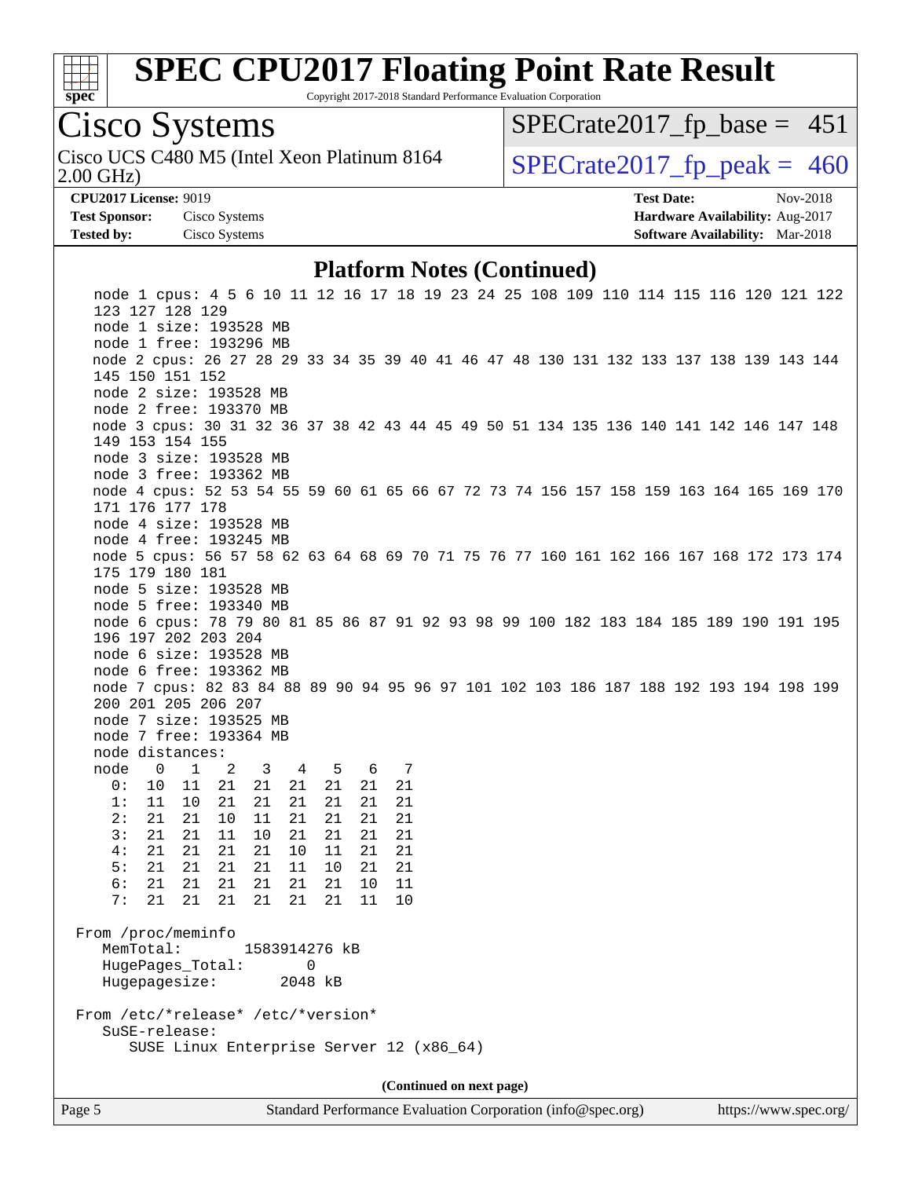## Platform Notes (Continued)

```
node 1 cpus: 4 5 6 10 11 12 16 17 18 19 23 24 25 108 109 110 114 115 116 120 121 122
123 127 128 129
node 1 size: 193528 MB
node 1 free: 193296 MB
node 2 cpus: 26 27 28 29 33 34 35 39 40 41 46 47 48 130 131 132 133 137 138 139 143 144
145 150 151 152
node 2 size: 193528 MB
node 2 free: 193370 MB
node 3 cpus: 30 31 32 36 37 38 42 43 44 45 49 50 51 134 135 136 140 141 142 146 147 148
149 153 154 155
node 3 size: 193528 MB
node 3 free: 193362 MB
node 4 cpus: 52 53 54 55 59 60 61 65 66 67 72 73 74 156 157 158 159 163 164 165 169 170
171 176 177 178
node 4 size: 193528 MB
node 4 free: 193245 MB
node 5 cpus: 56 57 58 62 63 64 68 69 70 71 75 76 77 160 161 162 166 167 168 172 173 174
175 179 180 181
node 5 size: 193528 MB
node 5 free: 193340 MB
node 6 cpus: 78 79 80 81 85 86 87 91 92 93 98 99 100 182 183 184 185 189 190 191 195
196 197 202 203 204
node 6 size: 193528 MB
node 6 free: 193362 MB
node 7 cpus: 82 83 84 88 89 90 94 95 96 97 101 102 103 186 187 188 192 193 194 198 199
200 201 205 206 207
node 7 size: 193525 MB
node 7 free: 193364 MB
node distances:
node   0   1   2   3   4   5   6   7
  0:  10  11  21  21  21  21  21  21
  1:  11  10  21  21  21  21  21  21
  2:  21  21  10  11  21  21  21  21
  3:  21  21  11  10  21  21  21  21
  4:  21  21  21  21  10  11  21  21
  5:  21  21  21  21  11  10  21  21
  6:  21  21  21  21  21  21  10  11
  7:  21  21  21  21  21  21  11  10

From /proc/meminfo
   MemTotal:       1583914276 kB
   HugePages_Total:       0
   Hugepagesize:       2048 kB

From /etc/*release* /etc/*version*
   SuSE-release:
      SUSE Linux Enterprise Server 12 (x86_64)
```

(Continued on next page)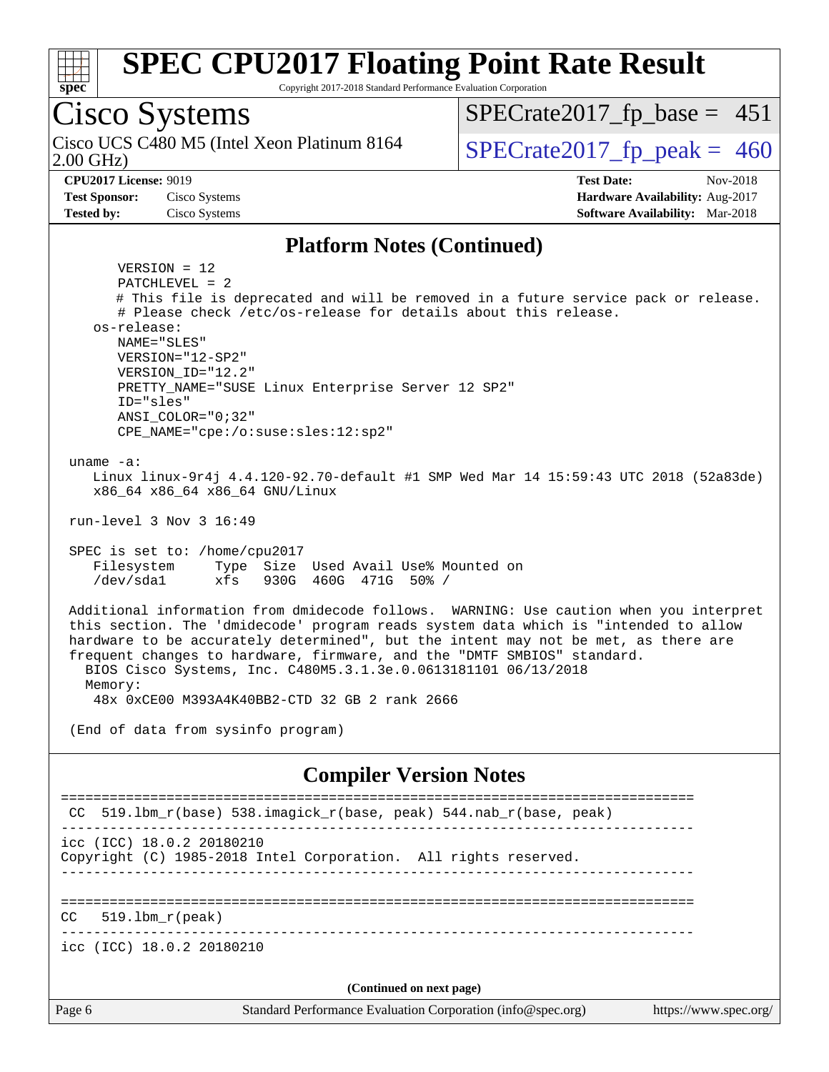## Platform Notes (Continued)

```
        VERSION = 12
        PATCHLEVEL = 2
        # This file is deprecated and will be removed in a future service pack or release.
        # Please check /etc/os-release for details about this release.
    os-release:
        NAME="SLES"
        VERSION="12-SP2"
        VERSION_ID="12.2"
        PRETTY_NAME="SUSE Linux Enterprise Server 12 SP2"
        ID="sles"
        ANSI_COLOR="0;32"
        CPE_NAME="cpe:/o:suse:sles:12:sp2"

 uname -a:
    Linux linux-9r4j 4.4.120-92.70-default #1 SMP Wed Mar 14 15:59:43 UTC 2018 (52a83de)
    x86_64 x86_64 x86_64 GNU/Linux

 run-level 3 Nov 3 16:49

 SPEC is set to: /home/cpu2017
    Filesystem     Type  Size  Used Avail Use% Mounted on
    /dev/sda1      xfs   930G  460G  471G  50% /

 Additional information from dmidecode follows.  WARNING: Use caution when you interpret
 this section. The 'dmidecode' program reads system data which is "intended to allow
 hardware to be accurately determined", but the intent may not be met, as there are
 frequent changes to hardware, firmware, and the "DMTF SMBIOS" standard.
   BIOS Cisco Systems, Inc. C480M5.3.1.3e.0.0613181101 06/13/2018
   Memory:
    48x 0xCE00 M393A4K40BB2-CTD 32 GB 2 rank 2666

 (End of data from sysinfo program)
```

## Compiler Version Notes

```
==============================================================================
 CC  519.lbm_r(base) 538.imagick_r(base, peak) 544.nab_r(base, peak)
------------------------------------------------------------------------------
icc (ICC) 18.0.2 20180210
Copyright (C) 1985-2018 Intel Corporation.  All rights reserved.
------------------------------------------------------------------------------

==============================================================================
CC   519.lbm_r(peak)
------------------------------------------------------------------------------
icc (ICC) 18.0.2 20180210
```

**(Continued on next page)**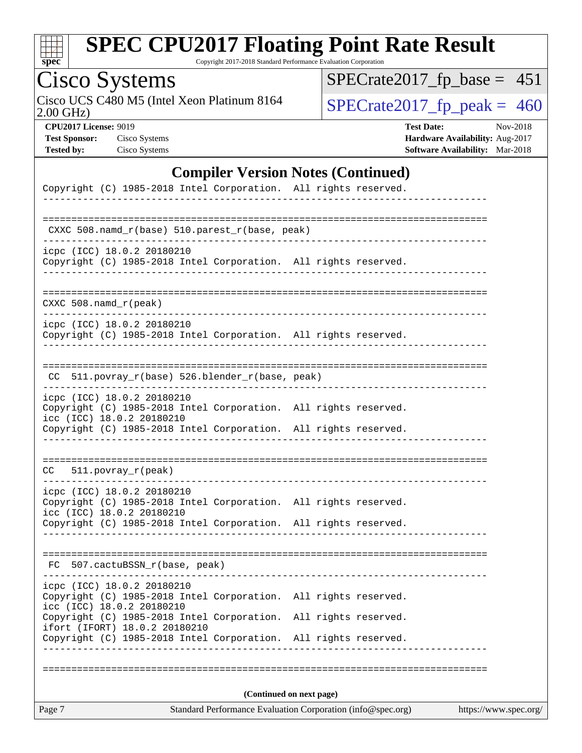## Compiler Version Notes (Continued)

```
Copyright (C) 1985-2018 Intel Corporation.  All rights reserved.
------------------------------------------------------------------------------

==============================================================================
 CXXC 508.namd_r(base) 510.parest_r(base, peak)
------------------------------------------------------------------------------
icpc (ICC) 18.0.2 20180210
Copyright (C) 1985-2018 Intel Corporation.  All rights reserved.
------------------------------------------------------------------------------

==============================================================================
CXXC 508.namd_r(peak)
------------------------------------------------------------------------------
icpc (ICC) 18.0.2 20180210
Copyright (C) 1985-2018 Intel Corporation.  All rights reserved.
------------------------------------------------------------------------------

==============================================================================
 CC  511.povray_r(base) 526.blender_r(base, peak)
------------------------------------------------------------------------------
icpc (ICC) 18.0.2 20180210
Copyright (C) 1985-2018 Intel Corporation.  All rights reserved.
icc (ICC) 18.0.2 20180210
Copyright (C) 1985-2018 Intel Corporation.  All rights reserved.
------------------------------------------------------------------------------

==============================================================================
CC   511.povray_r(peak)
------------------------------------------------------------------------------
icpc (ICC) 18.0.2 20180210
Copyright (C) 1985-2018 Intel Corporation.  All rights reserved.
icc (ICC) 18.0.2 20180210
Copyright (C) 1985-2018 Intel Corporation.  All rights reserved.
------------------------------------------------------------------------------

==============================================================================
 FC  507.cactuBSSN_r(base, peak)
------------------------------------------------------------------------------
icpc (ICC) 18.0.2 20180210
Copyright (C) 1985-2018 Intel Corporation.  All rights reserved.
icc (ICC) 18.0.2 20180210
Copyright (C) 1985-2018 Intel Corporation.  All rights reserved.
ifort (IFORT) 18.0.2 20180210
Copyright (C) 1985-2018 Intel Corporation.  All rights reserved.
------------------------------------------------------------------------------

==============================================================================
```

(Continued on next page)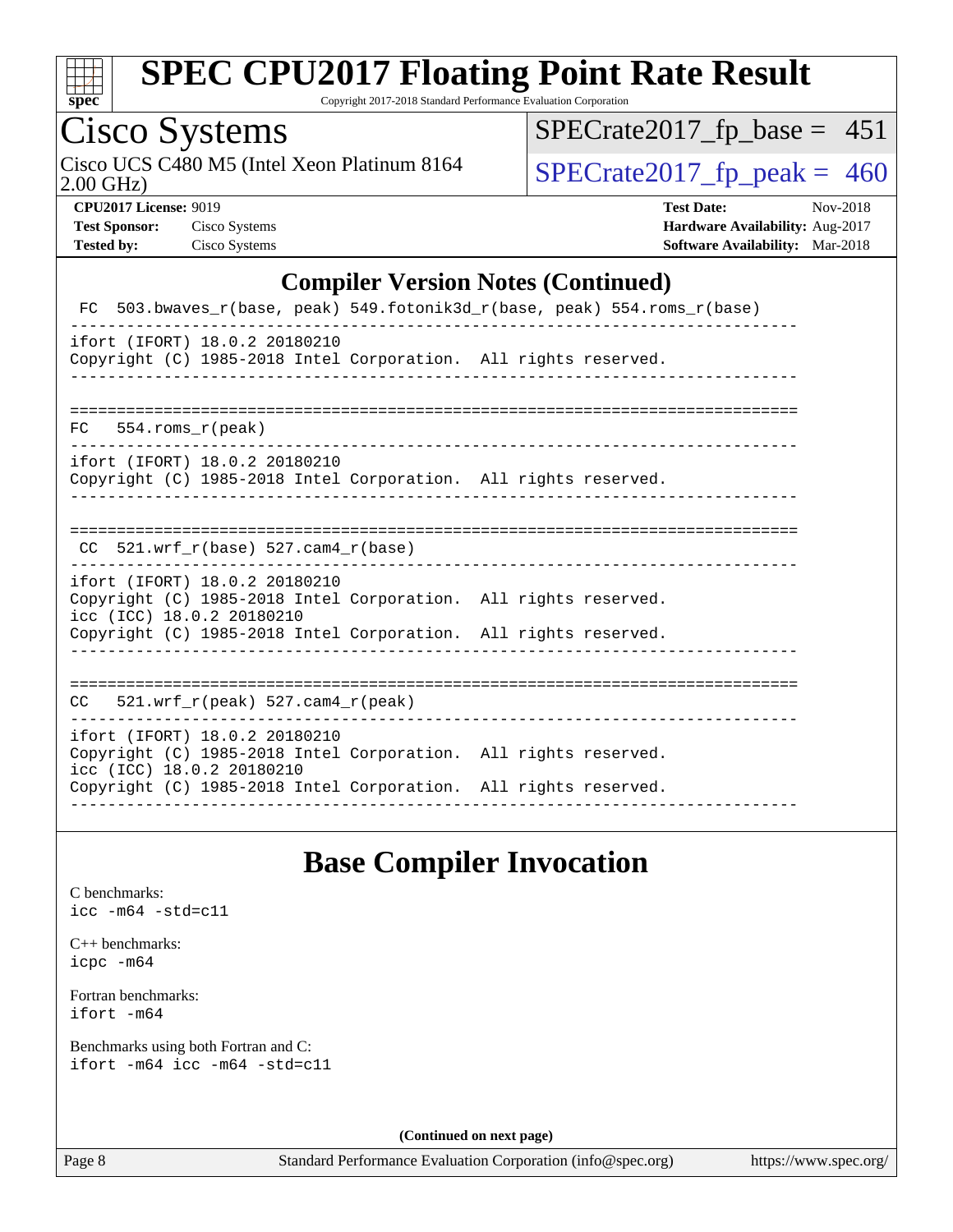# SPEC CPU2017 Floating Point Rate Result

Copyright 2017-2018 Standard Performance Evaluation Corporation

**Cisco Systems**

Cisco UCS C480 M5 (Intel Xeon Platinum 8164 2.00 GHz)

SPECrate2017_fp_base = 451

SPECrate2017_fp_peak = 460

**CPU2017 License:** 9019
**Test Sponsor:** Cisco Systems
**Tested by:** Cisco Systems
**Test Date:** Nov-2018
**Hardware Availability:** Aug-2017
**Software Availability:** Mar-2018

## Compiler Version Notes (Continued)

```
 FC  503.bwaves_r(base, peak) 549.fotonik3d_r(base, peak) 554.roms_r(base)
------------------------------------------------------------------------------
ifort (IFORT) 18.0.2 20180210
Copyright (C) 1985-2018 Intel Corporation.  All rights reserved.
------------------------------------------------------------------------------

==============================================================================
FC   554.roms_r(peak)
------------------------------------------------------------------------------
ifort (IFORT) 18.0.2 20180210
Copyright (C) 1985-2018 Intel Corporation.  All rights reserved.
------------------------------------------------------------------------------

==============================================================================
 CC  521.wrf_r(base) 527.cam4_r(base)
------------------------------------------------------------------------------
ifort (IFORT) 18.0.2 20180210
Copyright (C) 1985-2018 Intel Corporation.  All rights reserved.
icc (ICC) 18.0.2 20180210
Copyright (C) 1985-2018 Intel Corporation.  All rights reserved.
------------------------------------------------------------------------------

==============================================================================
CC   521.wrf_r(peak) 527.cam4_r(peak)
------------------------------------------------------------------------------
ifort (IFORT) 18.0.2 20180210
Copyright (C) 1985-2018 Intel Corporation.  All rights reserved.
icc (ICC) 18.0.2 20180210
Copyright (C) 1985-2018 Intel Corporation.  All rights reserved.
------------------------------------------------------------------------------
```

## Base Compiler Invocation

C benchmarks:
`icc -m64 -std=c11`

C++ benchmarks:
`icpc -m64`

Fortran benchmarks:
`ifort -m64`

Benchmarks using both Fortran and C:
`ifort -m64 icc -m64 -std=c11`

**(Continued on next page)**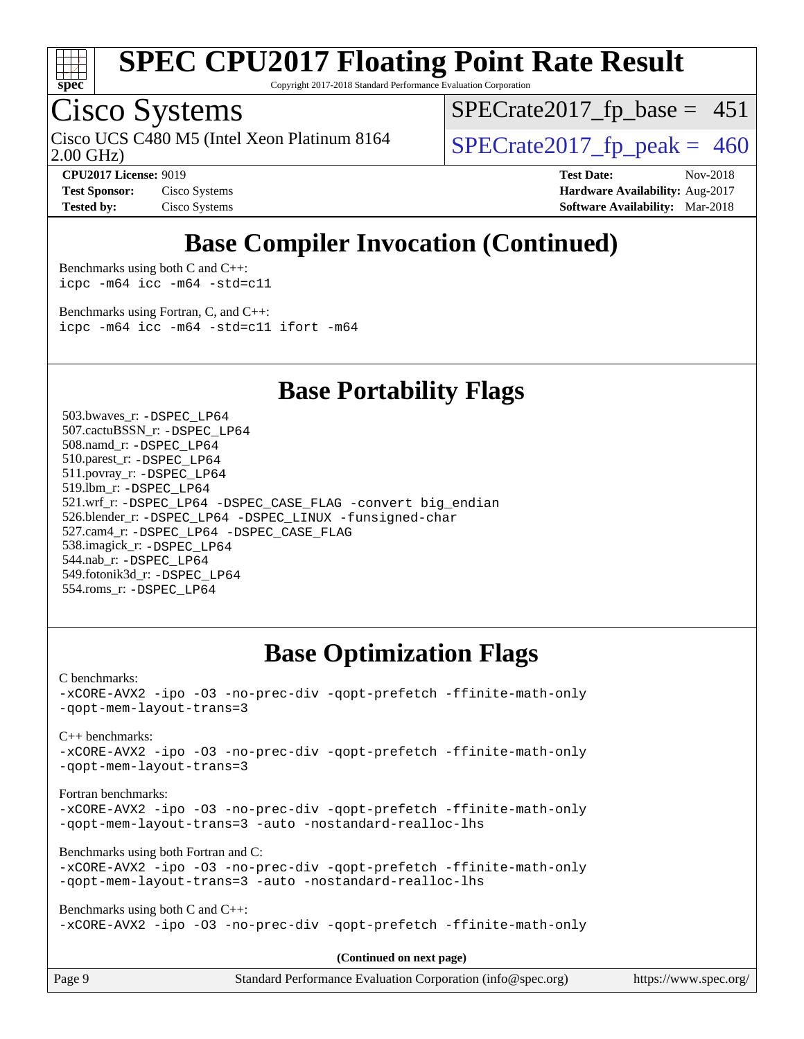# Base Compiler Invocation (Continued)

Benchmarks using both C and C++:
```
icpc -m64 icc -m64 -std=c11
```

Benchmarks using Fortran, C, and C++:
```
icpc -m64 icc -m64 -std=c11 ifort -m64
```

# Base Portability Flags

503.bwaves_r: -DSPEC_LP64
507.cactuBSSN_r: -DSPEC_LP64
508.namd_r: -DSPEC_LP64
510.parest_r: -DSPEC_LP64
511.povray_r: -DSPEC_LP64
519.lbm_r: -DSPEC_LP64
521.wrf_r: -DSPEC_LP64 -DSPEC_CASE_FLAG -convert big_endian
526.blender_r: -DSPEC_LP64 -DSPEC_LINUX -funsigned-char
527.cam4_r: -DSPEC_LP64 -DSPEC_CASE_FLAG
538.imagick_r: -DSPEC_LP64
544.nab_r: -DSPEC_LP64
549.fotonik3d_r: -DSPEC_LP64
554.roms_r: -DSPEC_LP64

# Base Optimization Flags

C benchmarks:
```
-xCORE-AVX2 -ipo -O3 -no-prec-div -qopt-prefetch -ffinite-math-only
-qopt-mem-layout-trans=3
```

C++ benchmarks:
```
-xCORE-AVX2 -ipo -O3 -no-prec-div -qopt-prefetch -ffinite-math-only
-qopt-mem-layout-trans=3
```

Fortran benchmarks:
```
-xCORE-AVX2 -ipo -O3 -no-prec-div -qopt-prefetch -ffinite-math-only
-qopt-mem-layout-trans=3 -auto -nostandard-realloc-lhs
```

Benchmarks using both Fortran and C:
```
-xCORE-AVX2 -ipo -O3 -no-prec-div -qopt-prefetch -ffinite-math-only
-qopt-mem-layout-trans=3 -auto -nostandard-realloc-lhs
```

Benchmarks using both C and C++:
```
-xCORE-AVX2 -ipo -O3 -no-prec-div -qopt-prefetch -ffinite-math-only
```

(Continued on next page)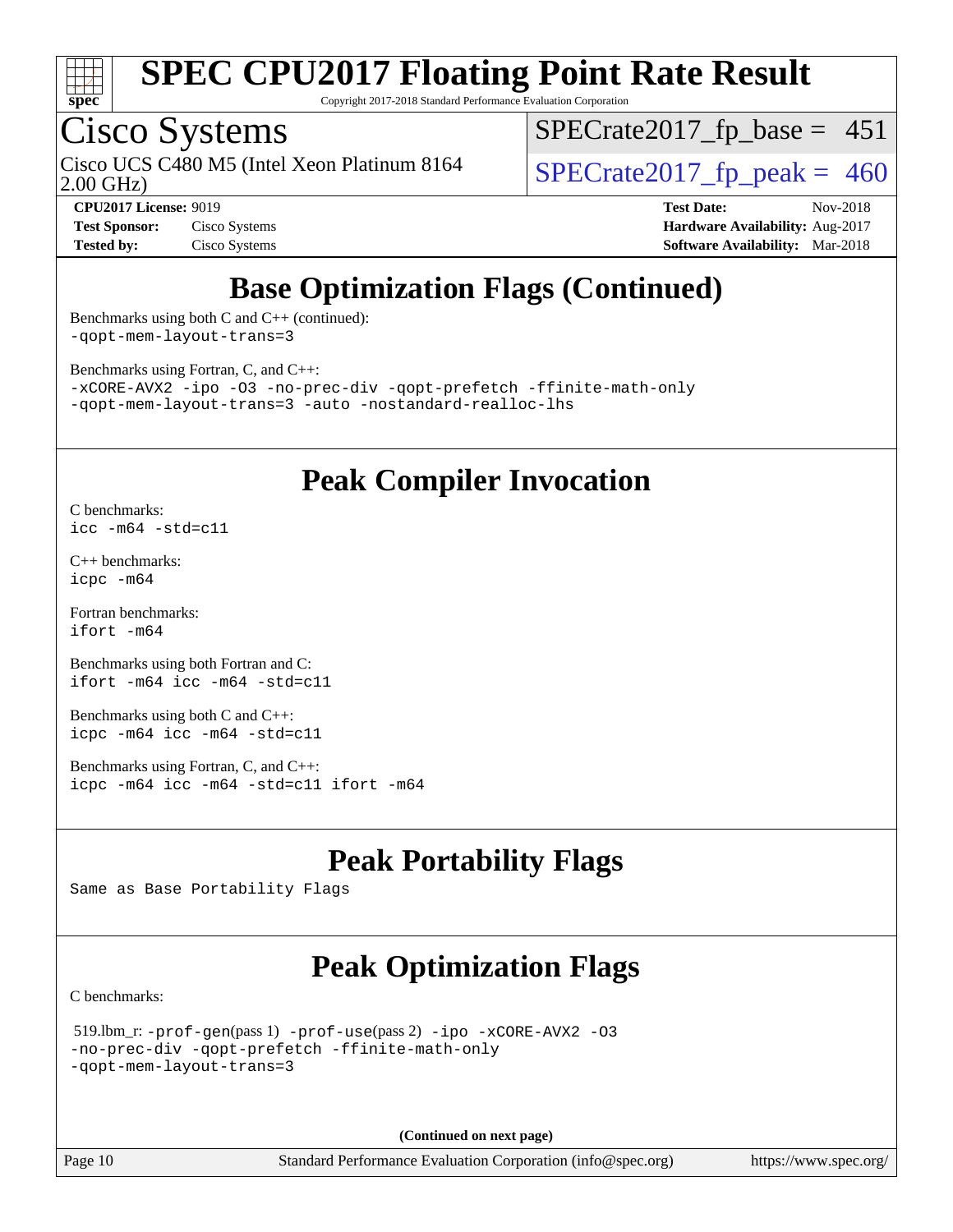# SPEC CPU2017 Floating Point Rate Result

Copyright 2017-2018 Standard Performance Evaluation Corporation

## Cisco Systems

Cisco UCS C480 M5 (Intel Xeon Platinum 8164 2.00 GHz)

SPECrate2017_fp_base = 451

SPECrate2017_fp_peak = 460

**CPU2017 License:** 9019
**Test Sponsor:** Cisco Systems
**Tested by:** Cisco Systems

**Test Date:** Nov-2018
**Hardware Availability:** Aug-2017
**Software Availability:** Mar-2018

## Base Optimization Flags (Continued)

Benchmarks using both C and C++ (continued):

```
-qopt-mem-layout-trans=3
```

Benchmarks using Fortran, C, and C++:

```
-xCORE-AVX2 -ipo -O3 -no-prec-div -qopt-prefetch -ffinite-math-only
-qopt-mem-layout-trans=3 -auto -nostandard-realloc-lhs
```

## Peak Compiler Invocation

C benchmarks:

```
icc -m64 -std=c11
```

C++ benchmarks:

```
icpc -m64
```

Fortran benchmarks:

```
ifort -m64
```

Benchmarks using both Fortran and C:

```
ifort -m64 icc -m64 -std=c11
```

Benchmarks using both C and C++:

```
icpc -m64 icc -m64 -std=c11
```

Benchmarks using Fortran, C, and C++:

```
icpc -m64 icc -m64 -std=c11 ifort -m64
```

## Peak Portability Flags

Same as Base Portability Flags

## Peak Optimization Flags

C benchmarks:

519.lbm_r: `-prof-gen`(pass 1) `-prof-use`(pass 2) `-ipo -xCORE-AVX2 -O3 -no-prec-div -qopt-prefetch -ffinite-math-only -qopt-mem-layout-trans=3`

**(Continued on next page)**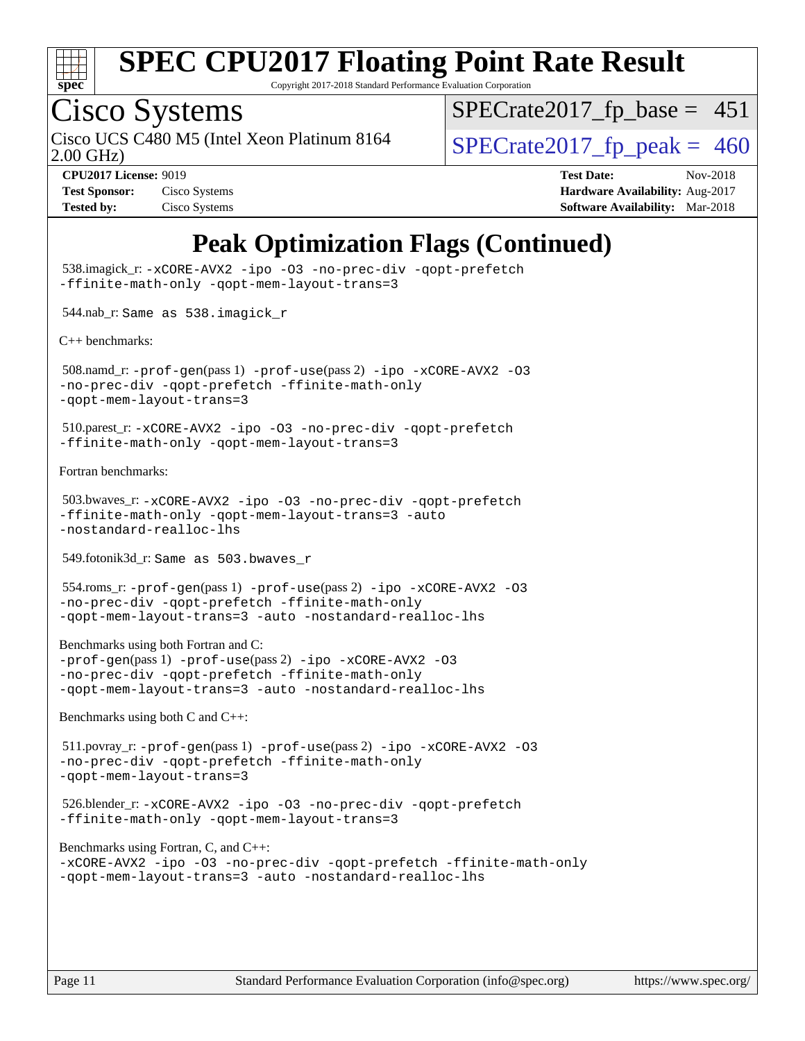# Peak Optimization Flags (Continued)

538.imagick_r: `-xCORE-AVX2 -ipo -O3 -no-prec-div -qopt-prefetch -ffinite-math-only -qopt-mem-layout-trans=3`

544.nab_r: `Same as 538.imagick_r`

C++ benchmarks:

508.namd_r: `-prof-gen`(pass 1) `-prof-use`(pass 2) `-ipo -xCORE-AVX2 -O3 -no-prec-div -qopt-prefetch -ffinite-math-only -qopt-mem-layout-trans=3`

510.parest_r: `-xCORE-AVX2 -ipo -O3 -no-prec-div -qopt-prefetch -ffinite-math-only -qopt-mem-layout-trans=3`

Fortran benchmarks:

503.bwaves_r: `-xCORE-AVX2 -ipo -O3 -no-prec-div -qopt-prefetch -ffinite-math-only -qopt-mem-layout-trans=3 -auto -nostandard-realloc-lhs`

549.fotonik3d_r: `Same as 503.bwaves_r`

554.roms_r: `-prof-gen`(pass 1) `-prof-use`(pass 2) `-ipo -xCORE-AVX2 -O3 -no-prec-div -qopt-prefetch -ffinite-math-only -qopt-mem-layout-trans=3 -auto -nostandard-realloc-lhs`

Benchmarks using both Fortran and C:
`-prof-gen`(pass 1) `-prof-use`(pass 2) `-ipo -xCORE-AVX2 -O3 -no-prec-div -qopt-prefetch -ffinite-math-only -qopt-mem-layout-trans=3 -auto -nostandard-realloc-lhs`

Benchmarks using both C and C++:

511.povray_r: `-prof-gen`(pass 1) `-prof-use`(pass 2) `-ipo -xCORE-AVX2 -O3 -no-prec-div -qopt-prefetch -ffinite-math-only -qopt-mem-layout-trans=3`

526.blender_r: `-xCORE-AVX2 -ipo -O3 -no-prec-div -qopt-prefetch -ffinite-math-only -qopt-mem-layout-trans=3`

Benchmarks using Fortran, C, and C++:
`-xCORE-AVX2 -ipo -O3 -no-prec-div -qopt-prefetch -ffinite-math-only -qopt-mem-layout-trans=3 -auto -nostandard-realloc-lhs`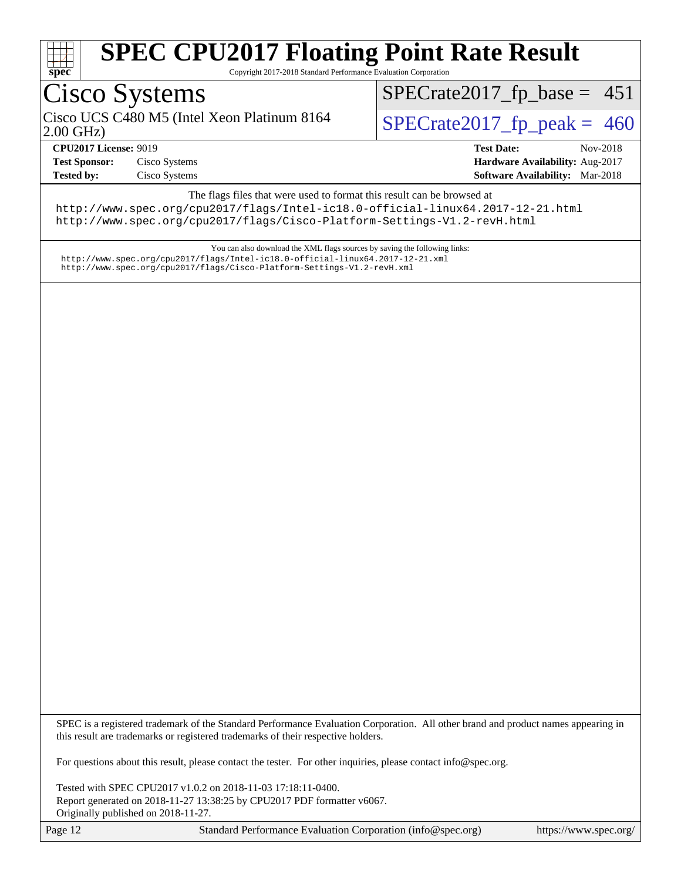The flags files that were used to format this result can be browsed at

http://www.spec.org/cpu2017/flags/Intel-ic18.0-official-linux64.2017-12-21.html
http://www.spec.org/cpu2017/flags/Cisco-Platform-Settings-V1.2-revH.html

You can also download the XML flags sources by saving the following links:

http://www.spec.org/cpu2017/flags/Intel-ic18.0-official-linux64.2017-12-21.xml
http://www.spec.org/cpu2017/flags/Cisco-Platform-Settings-V1.2-revH.xml

SPEC is a registered trademark of the Standard Performance Evaluation Corporation. All other brand and product names appearing in this result are trademarks or registered trademarks of their respective holders.

For questions about this result, please contact the tester. For other inquiries, please contact info@spec.org.

Tested with SPEC CPU2017 v1.0.2 on 2018-11-03 17:18:11-0400.
Report generated on 2018-11-27 13:38:25 by CPU2017 PDF formatter v6067.
Originally published on 2018-11-27.